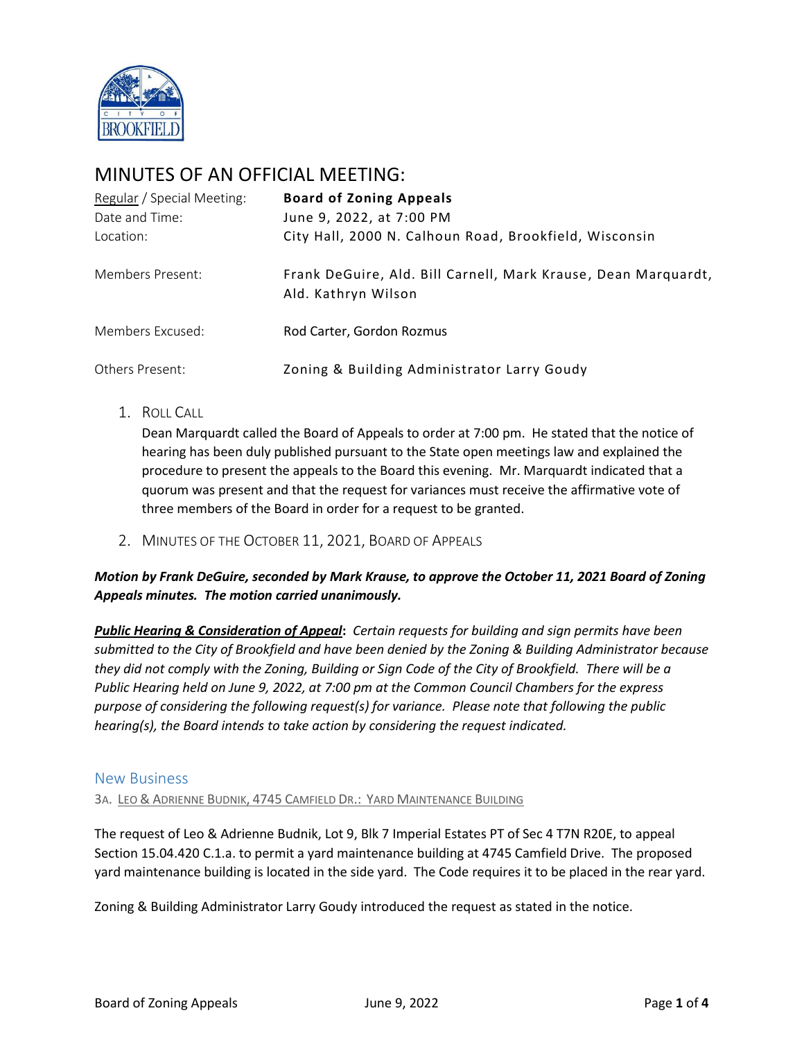# MINUTES OF AN OFFICIAL MEETING:

| | |
|---|---|
| Regular / Special Meeting: | **Board of Zoning Appeals** |
| Date and Time: | June 9, 2022, at 7:00 PM |
| Location: | City Hall, 2000 N. Calhoun Road, Brookfield, Wisconsin |
| Members Present: | Frank DeGuire, Ald. Bill Carnell, Mark Krause, Dean Marquardt, Ald. Kathryn Wilson |
| Members Excused: | Rod Carter, Gordon Rozmus |
| Others Present: | Zoning & Building Administrator Larry Goudy |

1. ROLL CALL

   Dean Marquardt called the Board of Appeals to order at 7:00 pm. He stated that the notice of hearing has been duly published pursuant to the State open meetings law and explained the procedure to present the appeals to the Board this evening. Mr. Marquardt indicated that a quorum was present and that the request for variances must receive the affirmative vote of three members of the Board in order for a request to be granted.

2. MINUTES OF THE OCTOBER 11, 2021, BOARD OF APPEALS

***Motion by Frank DeGuire, seconded by Mark Krause, to approve the October 11, 2021 Board of Zoning Appeals minutes. The motion carried unanimously.***

***Public Hearing & Consideration of Appeal*:** *Certain requests for building and sign permits have been submitted to the City of Brookfield and have been denied by the Zoning & Building Administrator because they did not comply with the Zoning, Building or Sign Code of the City of Brookfield. There will be a Public Hearing held on June 9, 2022, at 7:00 pm at the Common Council Chambers for the express purpose of considering the following request(s) for variance. Please note that following the public hearing(s), the Board intends to take action by considering the request indicated.*

## New Business

3A. LEO & ADRIENNE BUDNIK, 4745 CAMFIELD DR.: YARD MAINTENANCE BUILDING

The request of Leo & Adrienne Budnik, Lot 9, Blk 7 Imperial Estates PT of Sec 4 T7N R20E, to appeal Section 15.04.420 C.1.a. to permit a yard maintenance building at 4745 Camfield Drive. The proposed yard maintenance building is located in the side yard. The Code requires it to be placed in the rear yard.

Zoning & Building Administrator Larry Goudy introduced the request as stated in the notice.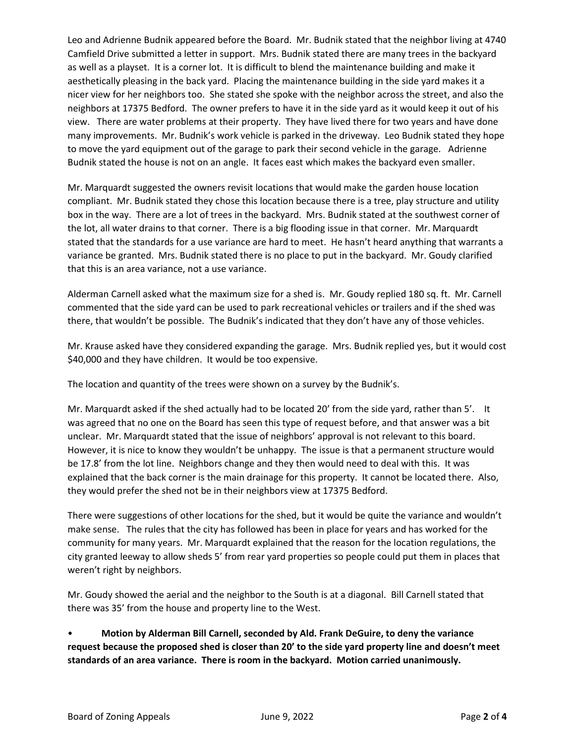Leo and Adrienne Budnik appeared before the Board. Mr. Budnik stated that the neighbor living at 4740 Camfield Drive submitted a letter in support. Mrs. Budnik stated there are many trees in the backyard as well as a playset. It is a corner lot. It is difficult to blend the maintenance building and make it aesthetically pleasing in the back yard. Placing the maintenance building in the side yard makes it a nicer view for her neighbors too. She stated she spoke with the neighbor across the street, and also the neighbors at 17375 Bedford. The owner prefers to have it in the side yard as it would keep it out of his view. There are water problems at their property. They have lived there for two years and have done many improvements. Mr. Budnik's work vehicle is parked in the driveway. Leo Budnik stated they hope to move the yard equipment out of the garage to park their second vehicle in the garage. Adrienne Budnik stated the house is not on an angle. It faces east which makes the backyard even smaller.

Mr. Marquardt suggested the owners revisit locations that would make the garden house location compliant. Mr. Budnik stated they chose this location because there is a tree, play structure and utility box in the way. There are a lot of trees in the backyard. Mrs. Budnik stated at the southwest corner of the lot, all water drains to that corner. There is a big flooding issue in that corner. Mr. Marquardt stated that the standards for a use variance are hard to meet. He hasn't heard anything that warrants a variance be granted. Mrs. Budnik stated there is no place to put in the backyard. Mr. Goudy clarified that this is an area variance, not a use variance.

Alderman Carnell asked what the maximum size for a shed is. Mr. Goudy replied 180 sq. ft. Mr. Carnell commented that the side yard can be used to park recreational vehicles or trailers and if the shed was there, that wouldn't be possible. The Budnik's indicated that they don't have any of those vehicles.

Mr. Krause asked have they considered expanding the garage. Mrs. Budnik replied yes, but it would cost $40,000 and they have children. It would be too expensive.

The location and quantity of the trees were shown on a survey by the Budnik's.

Mr. Marquardt asked if the shed actually had to be located 20' from the side yard, rather than 5'. It was agreed that no one on the Board has seen this type of request before, and that answer was a bit unclear. Mr. Marquardt stated that the issue of neighbors' approval is not relevant to this board. However, it is nice to know they wouldn't be unhappy. The issue is that a permanent structure would be 17.8' from the lot line. Neighbors change and they then would need to deal with this. It was explained that the back corner is the main drainage for this property. It cannot be located there. Also, they would prefer the shed not be in their neighbors view at 17375 Bedford.

There were suggestions of other locations for the shed, but it would be quite the variance and wouldn't make sense. The rules that the city has followed has been in place for years and has worked for the community for many years. Mr. Marquardt explained that the reason for the location regulations, the city granted leeway to allow sheds 5' from rear yard properties so people could put them in places that weren't right by neighbors.

Mr. Goudy showed the aerial and the neighbor to the South is at a diagonal. Bill Carnell stated that there was 35' from the house and property line to the West.

- **Motion by Alderman Bill Carnell, seconded by Ald. Frank DeGuire, to deny the variance request because the proposed shed is closer than 20' to the side yard property line and doesn't meet standards of an area variance. There is room in the backyard. Motion carried unanimously.**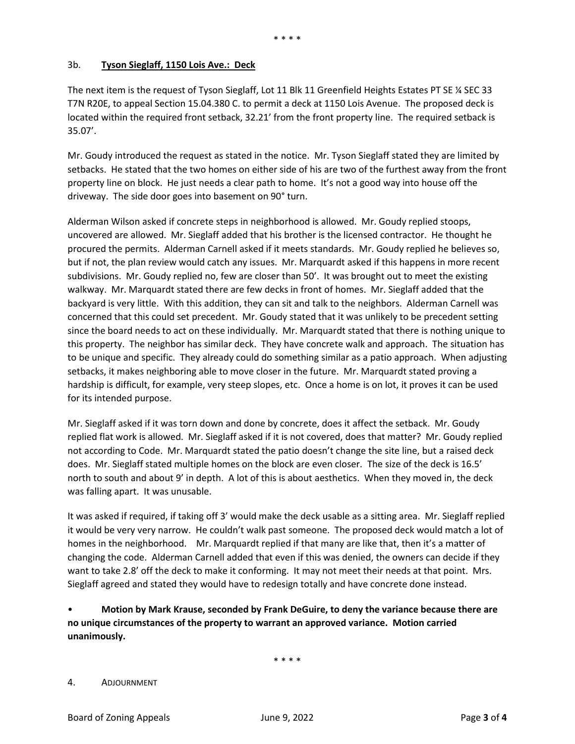\* \* \* \*

3b. **Tyson Sieglaff, 1150 Lois Ave.: Deck**

The next item is the request of Tyson Sieglaff, Lot 11 Blk 11 Greenfield Heights Estates PT SE ¼ SEC 33 T7N R20E, to appeal Section 15.04.380 C. to permit a deck at 1150 Lois Avenue. The proposed deck is located within the required front setback, 32.21' from the front property line. The required setback is 35.07'.

Mr. Goudy introduced the request as stated in the notice. Mr. Tyson Sieglaff stated they are limited by setbacks. He stated that the two homes on either side of his are two of the furthest away from the front property line on block. He just needs a clear path to home. It's not a good way into house off the driveway. The side door goes into basement on 90° turn.

Alderman Wilson asked if concrete steps in neighborhood is allowed. Mr. Goudy replied stoops, uncovered are allowed. Mr. Sieglaff added that his brother is the licensed contractor. He thought he procured the permits. Alderman Carnell asked if it meets standards. Mr. Goudy replied he believes so, but if not, the plan review would catch any issues. Mr. Marquardt asked if this happens in more recent subdivisions. Mr. Goudy replied no, few are closer than 50'. It was brought out to meet the existing walkway. Mr. Marquardt stated there are few decks in front of homes. Mr. Sieglaff added that the backyard is very little. With this addition, they can sit and talk to the neighbors. Alderman Carnell was concerned that this could set precedent. Mr. Goudy stated that it was unlikely to be precedent setting since the board needs to act on these individually. Mr. Marquardt stated that there is nothing unique to this property. The neighbor has similar deck. They have concrete walk and approach. The situation has to be unique and specific. They already could do something similar as a patio approach. When adjusting setbacks, it makes neighboring able to move closer in the future. Mr. Marquardt stated proving a hardship is difficult, for example, very steep slopes, etc. Once a home is on lot, it proves it can be used for its intended purpose.

Mr. Sieglaff asked if it was torn down and done by concrete, does it affect the setback. Mr. Goudy replied flat work is allowed. Mr. Sieglaff asked if it is not covered, does that matter? Mr. Goudy replied not according to Code. Mr. Marquardt stated the patio doesn't change the site line, but a raised deck does. Mr. Sieglaff stated multiple homes on the block are even closer. The size of the deck is 16.5' north to south and about 9' in depth. A lot of this is about aesthetics. When they moved in, the deck was falling apart. It was unusable.

It was asked if required, if taking off 3' would make the deck usable as a sitting area. Mr. Sieglaff replied it would be very very narrow. He couldn't walk past someone. The proposed deck would match a lot of homes in the neighborhood. Mr. Marquardt replied if that many are like that, then it's a matter of changing the code. Alderman Carnell added that even if this was denied, the owners can decide if they want to take 2.8' off the deck to make it conforming. It may not meet their needs at that point. Mrs. Sieglaff agreed and stated they would have to redesign totally and have concrete done instead.

- **Motion by Mark Krause, seconded by Frank DeGuire, to deny the variance because there are no unique circumstances of the property to warrant an approved variance. Motion carried unanimously.**

\* \* \* \*

4. ADJOURNMENT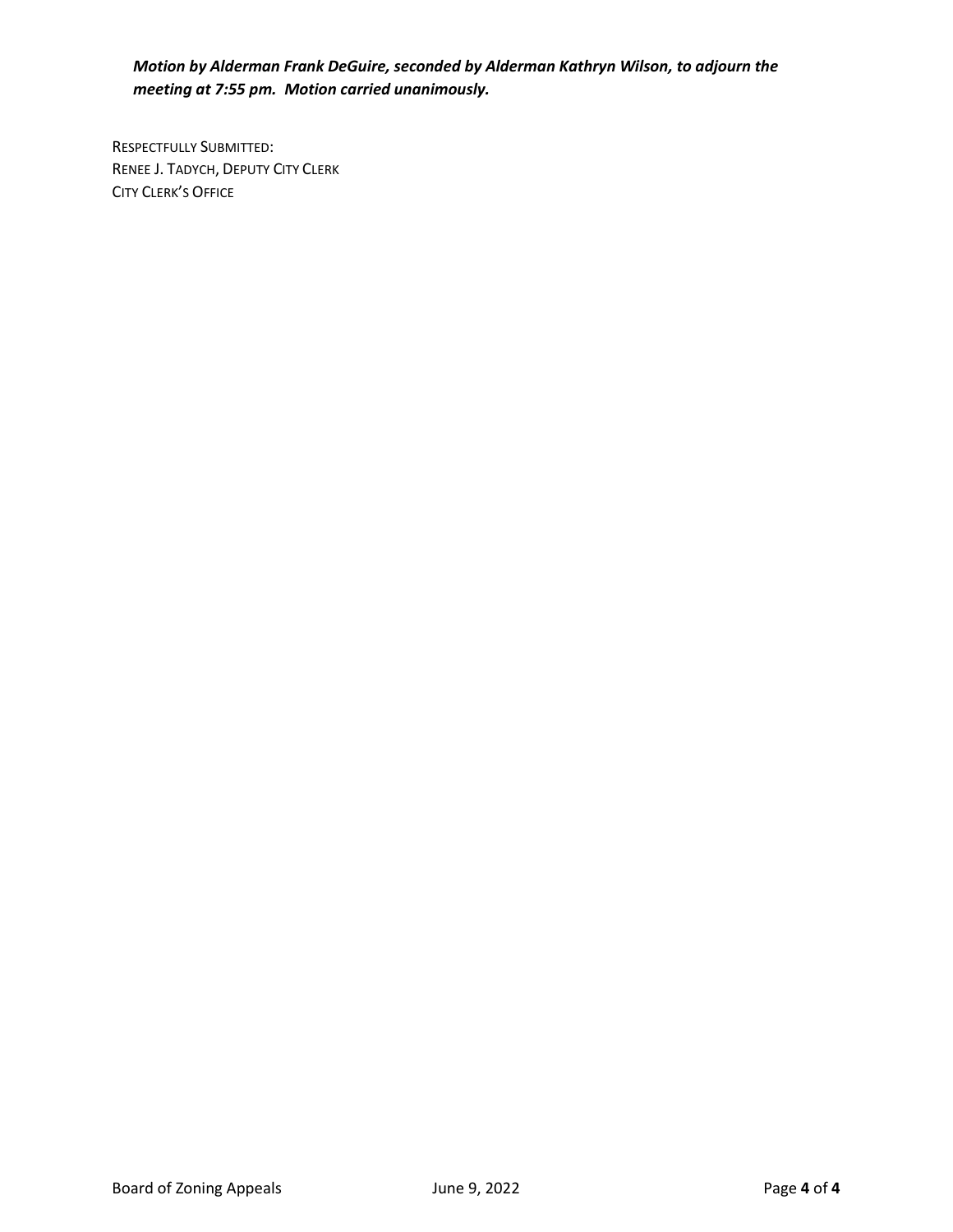***Motion by Alderman Frank DeGuire, seconded by Alderman Kathryn Wilson, to adjourn the meeting at 7:55 pm. Motion carried unanimously.***

RESPECTFULLY SUBMITTED:
RENEE J. TADYCH, DEPUTY CITY CLERK
CITY CLERK'S OFFICE